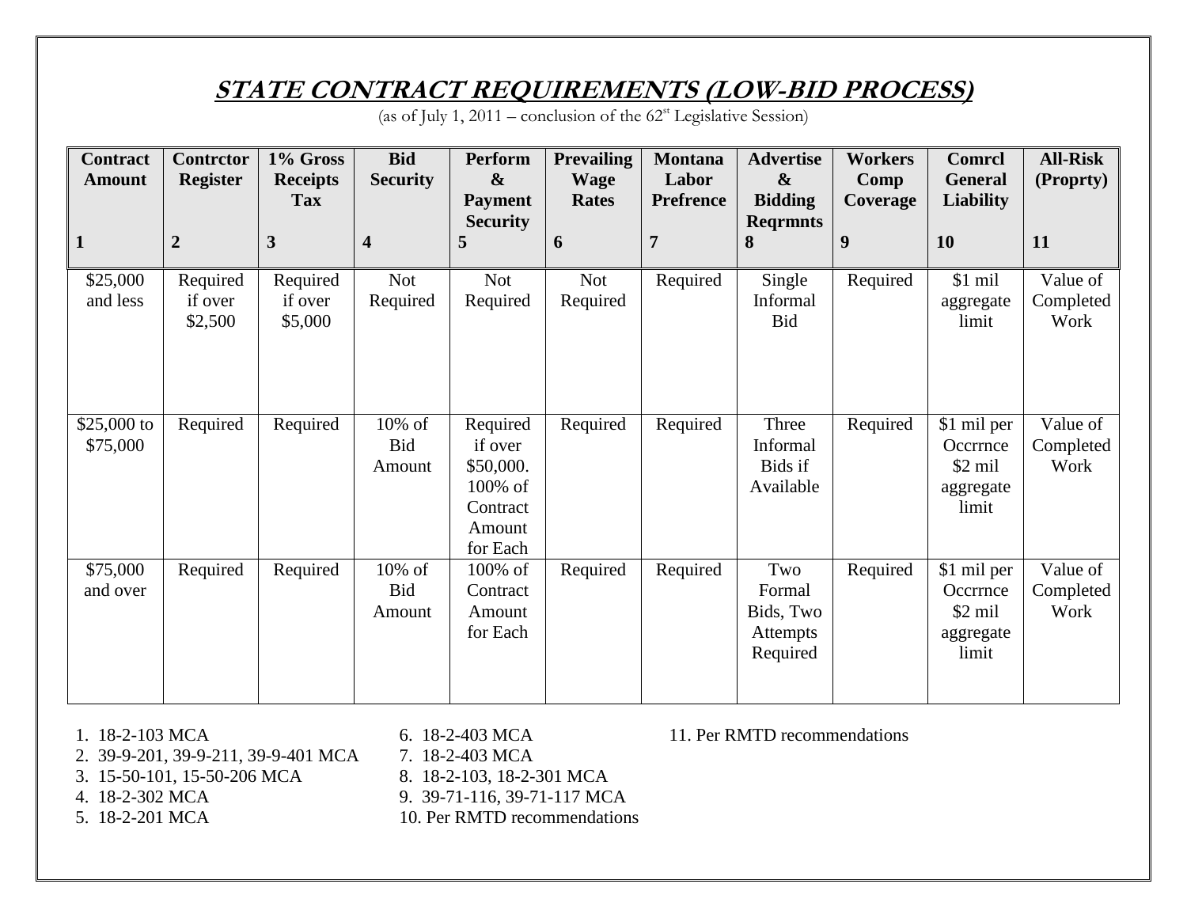# ***STATE CONTRACT REQUIREMENTS (LOW-BID PROCESS)***

(as of July 1, 2011 – conclusion of the 62st Legislative Session)

| Contract Amount 1 | Contrctor Register 2 | 1% Gross Receipts Tax 3 | Bid Security 4 | Perform & Payment Security 5 | Prevailing Wage Rates 6 | Montana Labor Prefrence 7 | Advertise & Bidding Reqrmnts 8 | Workers Comp Coverage 9 | Comrcl General Liability 10 | All-Risk (Proprty) 11 |
|---|---|---|---|---|---|---|---|---|---|---|
| $25,000 and less | Required if over $2,500 | Required if over $5,000 | Not Required | Not Required | Not Required | Required | Single Informal Bid | Required | $1 mil aggregate limit | Value of Completed Work |
| $25,000 to $75,000 | Required | Required | 10% of Bid Amount | Required if over $50,000. 100% of Contract Amount for Each | Required | Required | Three Informal Bids if Available | Required | $1 mil per Occrrnce $2 mil aggregate limit | Value of Completed Work |
| $75,000 and over | Required | Required | 10% of Bid Amount | 100% of Contract Amount for Each | Required | Required | Two Formal Bids, Two Attempts Required | Required | $1 mil per Occrrnce $2 mil aggregate limit | Value of Completed Work |

1. 18-2-103 MCA
2. 39-9-201, 39-9-211, 39-9-401 MCA
3. 15-50-101, 15-50-206 MCA
4. 18-2-302 MCA
5. 18-2-201 MCA
6. 18-2-403 MCA
7. 18-2-403 MCA
8. 18-2-103, 18-2-301 MCA
9. 39-71-116, 39-71-117 MCA
10. Per RMTD recommendations
11. Per RMTD recommendations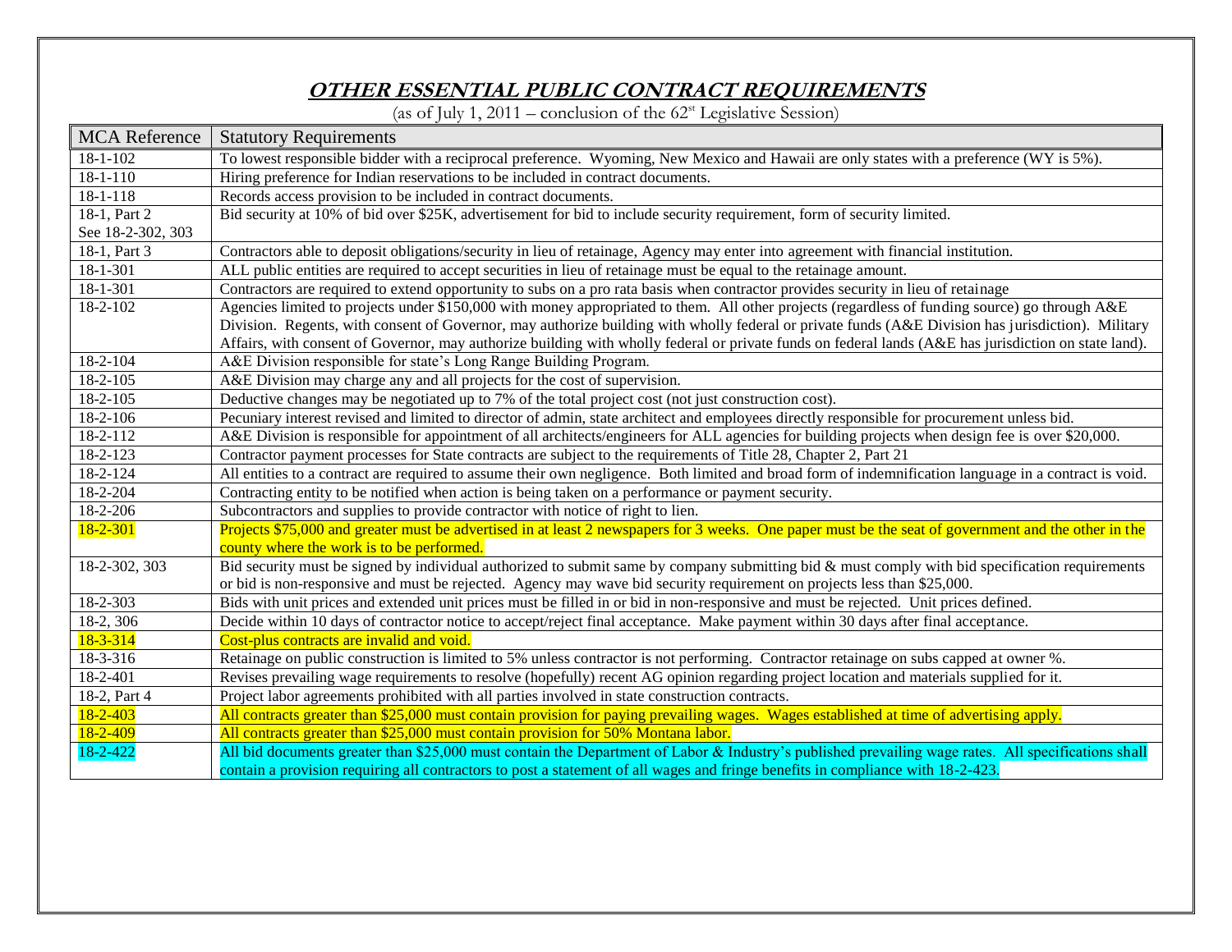## ***OTHER ESSENTIAL PUBLIC CONTRACT REQUIREMENTS***

(as of July 1, 2011 – conclusion of the 62[st] Legislative Session)

| MCA Reference | Statutory Requirements |
|---|---|
| 18-1-102 | To lowest responsible bidder with a reciprocal preference. Wyoming, New Mexico and Hawaii are only states with a preference (WY is 5%). |
| 18-1-110 | Hiring preference for Indian reservations to be included in contract documents. |
| 18-1-118 | Records access provision to be included in contract documents. |
| 18-1, Part 2 See 18-2-302, 303 | Bid security at 10% of bid over $25K, advertisement for bid to include security requirement, form of security limited. |
| 18-1, Part 3 | Contractors able to deposit obligations/security in lieu of retainage, Agency may enter into agreement with financial institution. |
| 18-1-301 | ALL public entities are required to accept securities in lieu of retainage must be equal to the retainage amount. |
| 18-1-301 | Contractors are required to extend opportunity to subs on a pro rata basis when contractor provides security in lieu of retainage |
| 18-2-102 | Agencies limited to projects under $150,000 with money appropriated to them. All other projects (regardless of funding source) go through A&E Division. Regents, with consent of Governor, may authorize building with wholly federal or private funds (A&E Division has jurisdiction). Military Affairs, with consent of Governor, may authorize building with wholly federal or private funds on federal lands (A&E has jurisdiction on state land). |
| 18-2-104 | A&E Division responsible for state's Long Range Building Program. |
| 18-2-105 | A&E Division may charge any and all projects for the cost of supervision. |
| 18-2-105 | Deductive changes may be negotiated up to 7% of the total project cost (not just construction cost). |
| 18-2-106 | Pecuniary interest revised and limited to director of admin, state architect and employees directly responsible for procurement unless bid. |
| 18-2-112 | A&E Division is responsible for appointment of all architects/engineers for ALL agencies for building projects when design fee is over $20,000. |
| 18-2-123 | Contractor payment processes for State contracts are subject to the requirements of Title 28, Chapter 2, Part 21 |
| 18-2-124 | All entities to a contract are required to assume their own negligence. Both limited and broad form of indemnification language in a contract is void. |
| 18-2-204 | Contracting entity to be notified when action is being taken on a performance or payment security. |
| 18-2-206 | Subcontractors and supplies to provide contractor with notice of right to lien. |
| 18-2-301 | Projects $75,000 and greater must be advertised in at least 2 newspapers for 3 weeks. One paper must be the seat of government and the other in the county where the work is to be performed. |
| 18-2-302, 303 | Bid security must be signed by individual authorized to submit same by company submitting bid & must comply with bid specification requirements or bid is non-responsive and must be rejected. Agency may wave bid security requirement on projects less than $25,000. |
| 18-2-303 | Bids with unit prices and extended unit prices must be filled in or bid in non-responsive and must be rejected. Unit prices defined. |
| 18-2, 306 | Decide within 10 days of contractor notice to accept/reject final acceptance. Make payment within 30 days after final acceptance. |
| 18-3-314 | Cost-plus contracts are invalid and void. |
| 18-3-316 | Retainage on public construction is limited to 5% unless contractor is not performing. Contractor retainage on subs capped at owner %. |
| 18-2-401 | Revises prevailing wage requirements to resolve (hopefully) recent AG opinion regarding project location and materials supplied for it. |
| 18-2, Part 4 | Project labor agreements prohibited with all parties involved in state construction contracts. |
| 18-2-403 | All contracts greater than $25,000 must contain provision for paying prevailing wages. Wages established at time of advertising apply. |
| 18-2-409 | All contracts greater than $25,000 must contain provision for 50% Montana labor. |
| 18-2-422 | All bid documents greater than $25,000 must contain the Department of Labor & Industry's published prevailing wage rates. All specifications shall contain a provision requiring all contractors to post a statement of all wages and fringe benefits in compliance with 18-2-423. |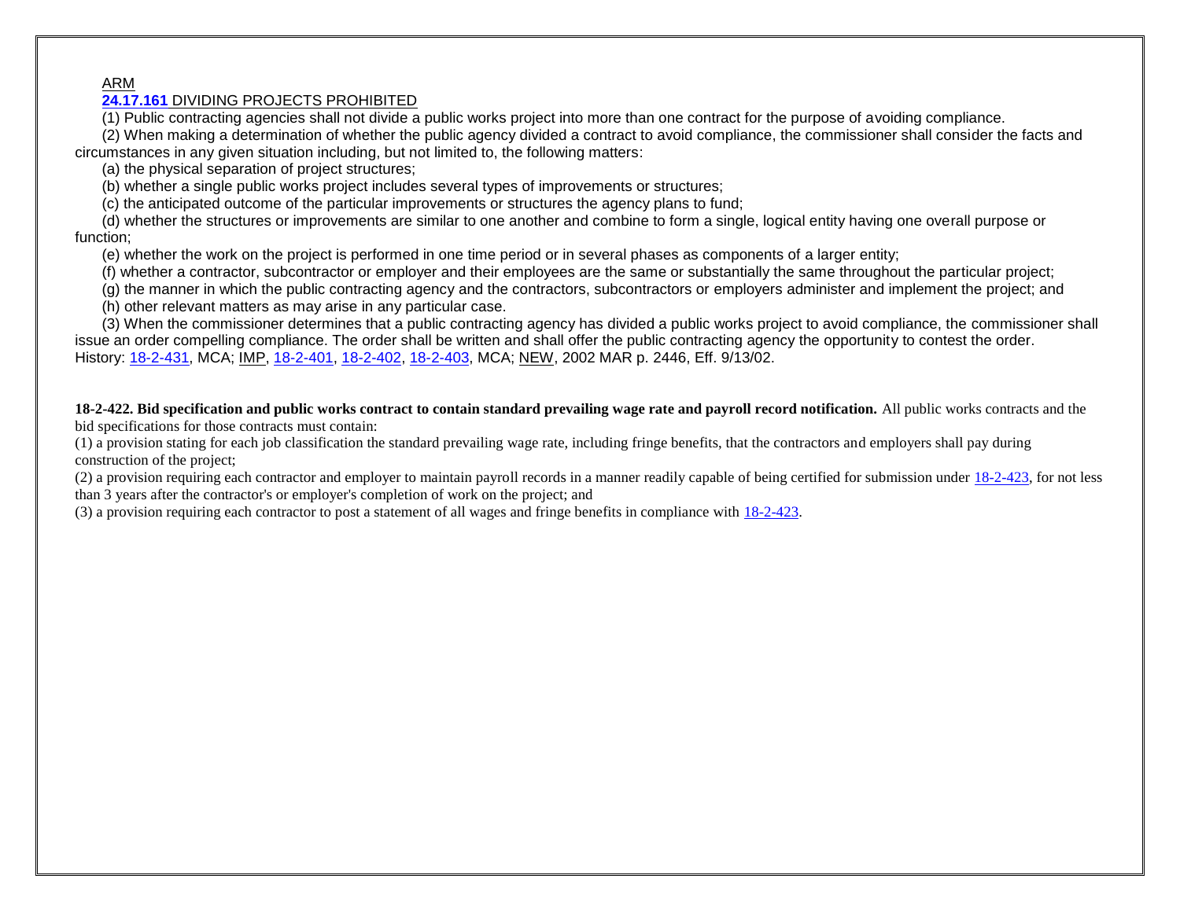ARM

**24.17.161** DIVIDING PROJECTS PROHIBITED

(1) Public contracting agencies shall not divide a public works project into more than one contract for the purpose of avoiding compliance.

(2) When making a determination of whether the public agency divided a contract to avoid compliance, the commissioner shall consider the facts and circumstances in any given situation including, but not limited to, the following matters:

(a) the physical separation of project structures;

(b) whether a single public works project includes several types of improvements or structures;

(c) the anticipated outcome of the particular improvements or structures the agency plans to fund;

(d) whether the structures or improvements are similar to one another and combine to form a single, logical entity having one overall purpose or function;

(e) whether the work on the project is performed in one time period or in several phases as components of a larger entity;

(f) whether a contractor, subcontractor or employer and their employees are the same or substantially the same throughout the particular project;

(g) the manner in which the public contracting agency and the contractors, subcontractors or employers administer and implement the project; and

(h) other relevant matters as may arise in any particular case.

(3) When the commissioner determines that a public contracting agency has divided a public works project to avoid compliance, the commissioner shall issue an order compelling compliance. The order shall be written and shall offer the public contracting agency the opportunity to contest the order.

History: 18-2-431, MCA; IMP, 18-2-401, 18-2-402, 18-2-403, MCA; NEW, 2002 MAR p. 2446, Eff. 9/13/02.

**18-2-422. Bid specification and public works contract to contain standard prevailing wage rate and payroll record notification.** All public works contracts and the bid specifications for those contracts must contain:

(1) a provision stating for each job classification the standard prevailing wage rate, including fringe benefits, that the contractors and employers shall pay during construction of the project;

(2) a provision requiring each contractor and employer to maintain payroll records in a manner readily capable of being certified for submission under 18-2-423, for not less than 3 years after the contractor's or employer's completion of work on the project; and

(3) a provision requiring each contractor to post a statement of all wages and fringe benefits in compliance with 18-2-423.